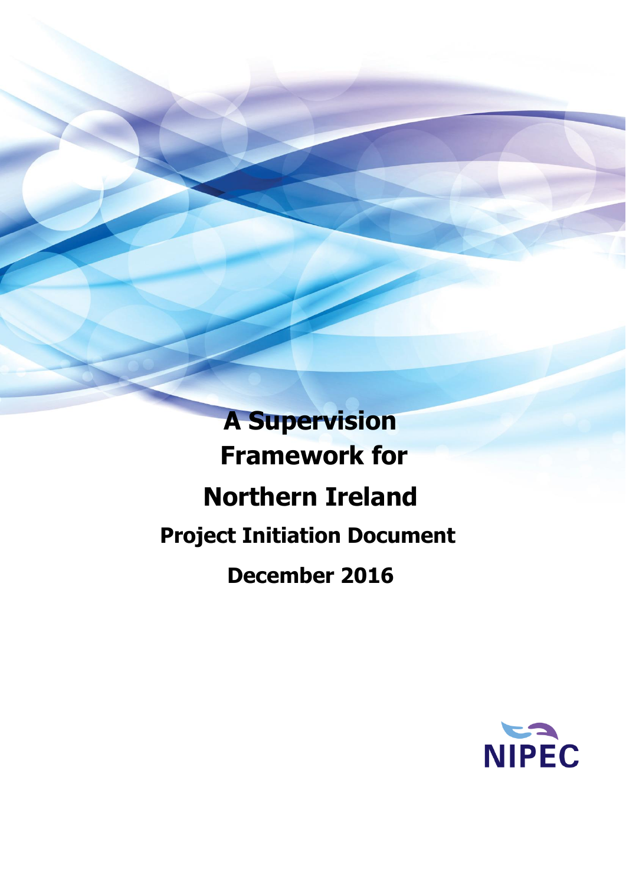# A Supervision Framework for Northern Ireland

## Project Initiation Document

## December 2016

NIPEC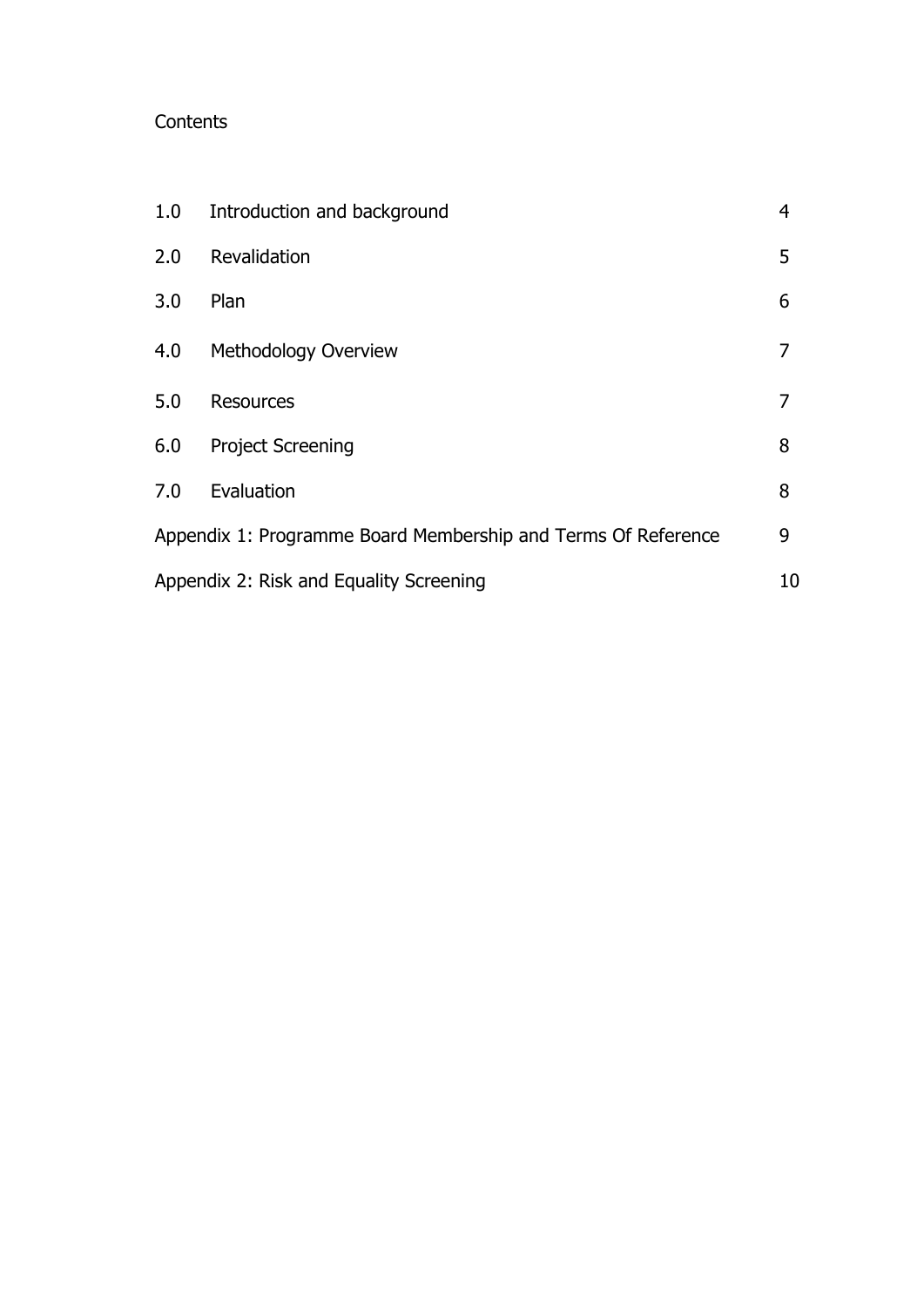Contents

| | | |
|---|---|---|
| 1.0 | Introduction and background | 4 |
| 2.0 | Revalidation | 5 |
| 3.0 | Plan | 6 |
| 4.0 | Methodology Overview | 7 |
| 5.0 | Resources | 7 |
| 6.0 | Project Screening | 8 |
| 7.0 | Evaluation | 8 |
| Appendix 1: Programme Board Membership and Terms Of Reference | | 9 |
| Appendix 2: Risk and Equality Screening | | 10 |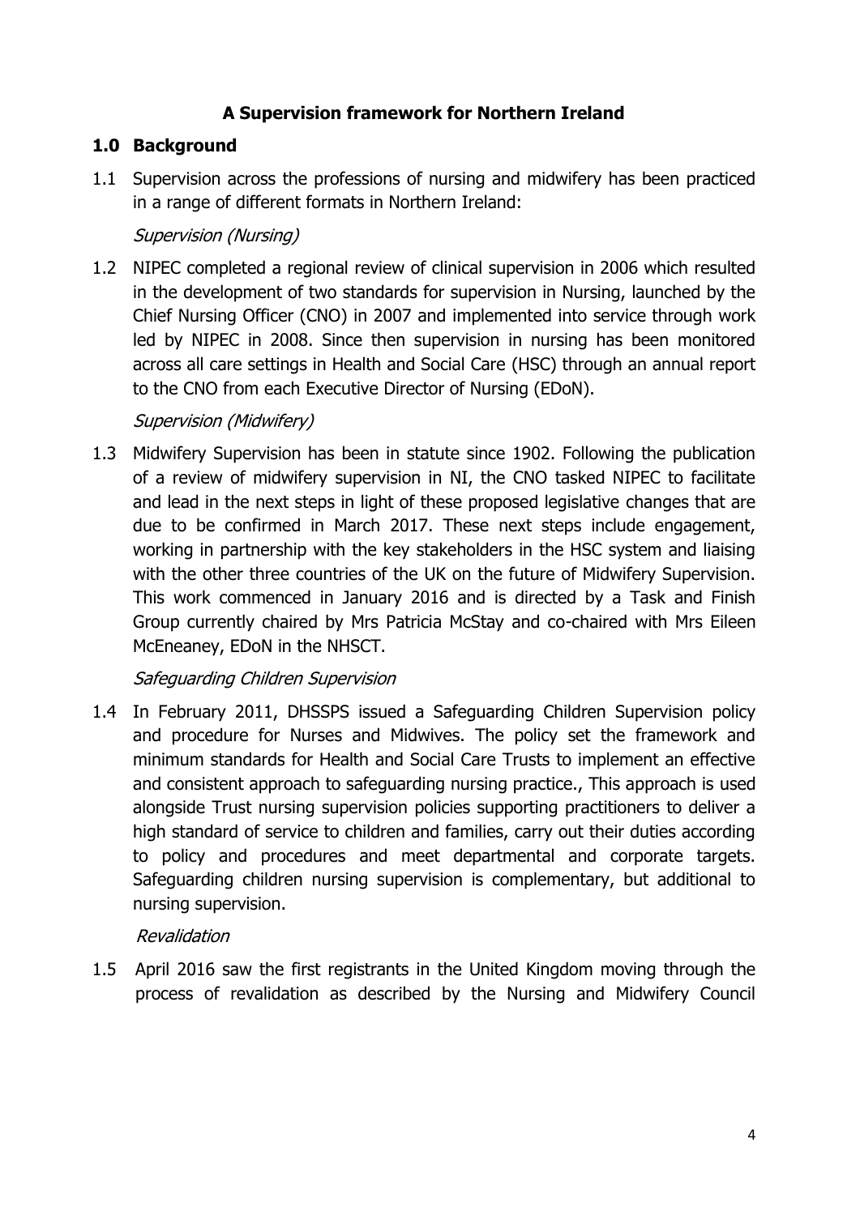**A Supervision framework for Northern Ireland**

## 1.0 Background

1.1 Supervision across the professions of nursing and midwifery has been practiced in a range of different formats in Northern Ireland:

*Supervision (Nursing)*

1.2 NIPEC completed a regional review of clinical supervision in 2006 which resulted in the development of two standards for supervision in Nursing, launched by the Chief Nursing Officer (CNO) in 2007 and implemented into service through work led by NIPEC in 2008. Since then supervision in nursing has been monitored across all care settings in Health and Social Care (HSC) through an annual report to the CNO from each Executive Director of Nursing (EDoN).

*Supervision (Midwifery)*

1.3 Midwifery Supervision has been in statute since 1902. Following the publication of a review of midwifery supervision in NI, the CNO tasked NIPEC to facilitate and lead in the next steps in light of these proposed legislative changes that are due to be confirmed in March 2017. These next steps include engagement, working in partnership with the key stakeholders in the HSC system and liaising with the other three countries of the UK on the future of Midwifery Supervision. This work commenced in January 2016 and is directed by a Task and Finish Group currently chaired by Mrs Patricia McStay and co-chaired with Mrs Eileen McEneaney, EDoN in the NHSCT.

*Safeguarding Children Supervision*

1.4 In February 2011, DHSSPS issued a Safeguarding Children Supervision policy and procedure for Nurses and Midwives. The policy set the framework and minimum standards for Health and Social Care Trusts to implement an effective and consistent approach to safeguarding nursing practice., This approach is used alongside Trust nursing supervision policies supporting practitioners to deliver a high standard of service to children and families, carry out their duties according to policy and procedures and meet departmental and corporate targets. Safeguarding children nursing supervision is complementary, but additional to nursing supervision.

*Revalidation*

1.5 April 2016 saw the first registrants in the United Kingdom moving through the process of revalidation as described by the Nursing and Midwifery Council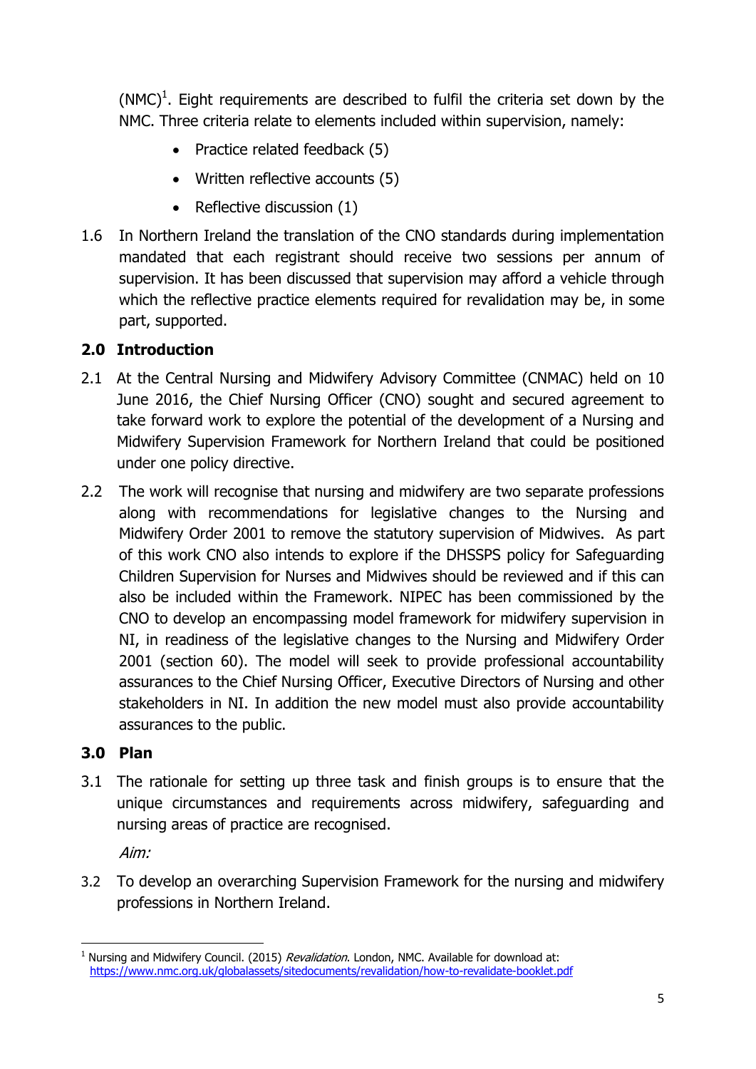(NMC)[1]. Eight requirements are described to fulfil the criteria set down by the NMC. Three criteria relate to elements included within supervision, namely:

- Practice related feedback (5)
- Written reflective accounts (5)
- Reflective discussion (1)

1.6 In Northern Ireland the translation of the CNO standards during implementation mandated that each registrant should receive two sessions per annum of supervision. It has been discussed that supervision may afford a vehicle through which the reflective practice elements required for revalidation may be, in some part, supported.

## 2.0 Introduction

2.1 At the Central Nursing and Midwifery Advisory Committee (CNMAC) held on 10 June 2016, the Chief Nursing Officer (CNO) sought and secured agreement to take forward work to explore the potential of the development of a Nursing and Midwifery Supervision Framework for Northern Ireland that could be positioned under one policy directive.

2.2 The work will recognise that nursing and midwifery are two separate professions along with recommendations for legislative changes to the Nursing and Midwifery Order 2001 to remove the statutory supervision of Midwives. As part of this work CNO also intends to explore if the DHSSPS policy for Safeguarding Children Supervision for Nurses and Midwives should be reviewed and if this can also be included within the Framework. NIPEC has been commissioned by the CNO to develop an encompassing model framework for midwifery supervision in NI, in readiness of the legislative changes to the Nursing and Midwifery Order 2001 (section 60). The model will seek to provide professional accountability assurances to the Chief Nursing Officer, Executive Directors of Nursing and other stakeholders in NI. In addition the new model must also provide accountability assurances to the public.

## 3.0 Plan

3.1 The rationale for setting up three task and finish groups is to ensure that the unique circumstances and requirements across midwifery, safeguarding and nursing areas of practice are recognised.

*Aim:*

3.2 To develop an overarching Supervision Framework for the nursing and midwifery professions in Northern Ireland.

---

[1] Nursing and Midwifery Council. (2015) *Revalidation*. London, NMC. Available for download at: https://www.nmc.org.uk/globalassets/sitedocuments/revalidation/how-to-revalidate-booklet.pdf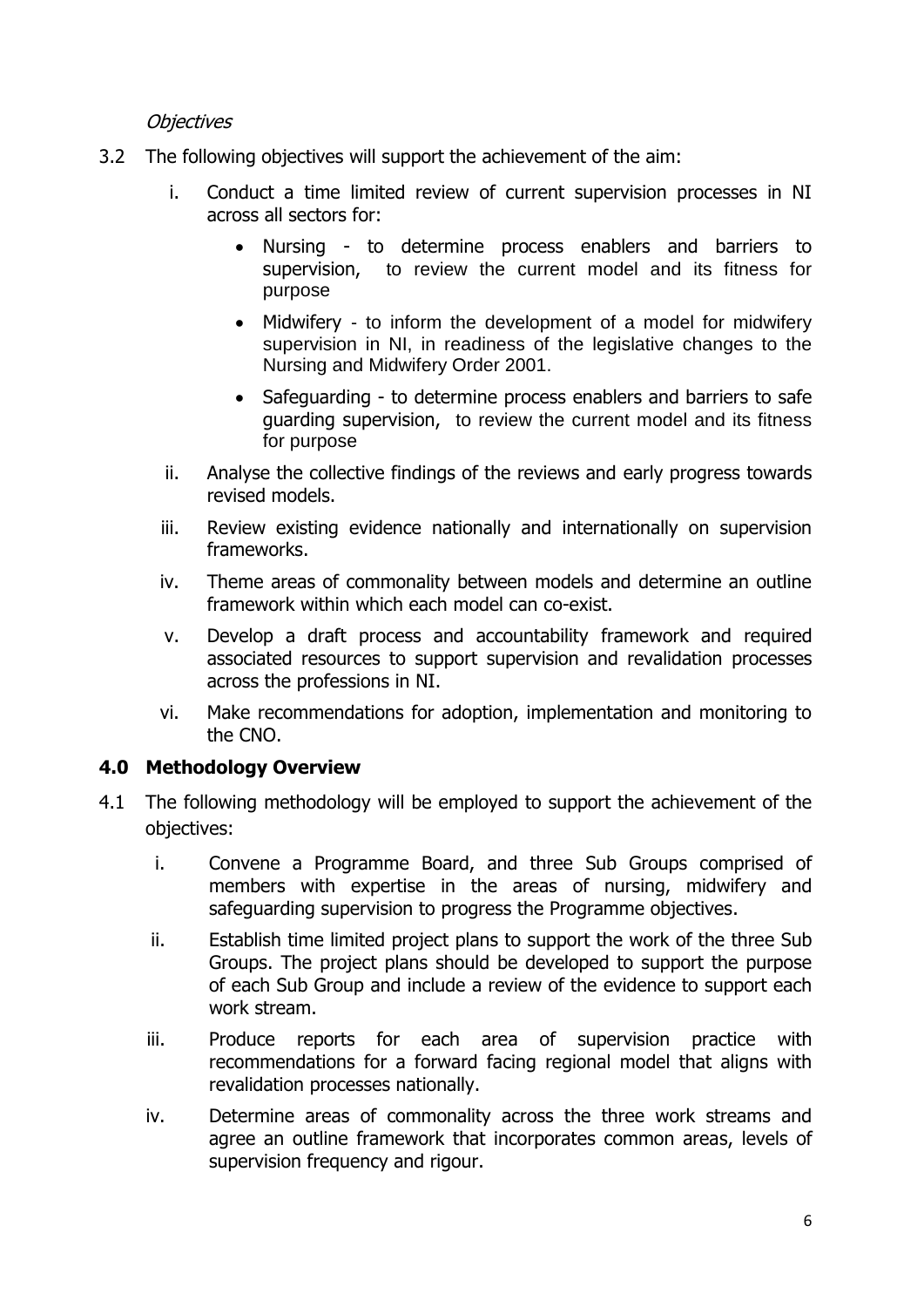*Objectives*

3.2 The following objectives will support the achievement of the aim:

i. Conduct a time limited review of current supervision processes in NI across all sectors for:

- Nursing - to determine process enablers and barriers to supervision, to review the current model and its fitness for purpose
- Midwifery - to inform the development of a model for midwifery supervision in NI, in readiness of the legislative changes to the Nursing and Midwifery Order 2001.
- Safeguarding - to determine process enablers and barriers to safe guarding supervision, to review the current model and its fitness for purpose

ii. Analyse the collective findings of the reviews and early progress towards revised models.

iii. Review existing evidence nationally and internationally on supervision frameworks.

iv. Theme areas of commonality between models and determine an outline framework within which each model can co-exist.

v. Develop a draft process and accountability framework and required associated resources to support supervision and revalidation processes across the professions in NI.

vi. Make recommendations for adoption, implementation and monitoring to the CNO.

## 4.0 Methodology Overview

4.1 The following methodology will be employed to support the achievement of the objectives:

i. Convene a Programme Board, and three Sub Groups comprised of members with expertise in the areas of nursing, midwifery and safeguarding supervision to progress the Programme objectives.

ii. Establish time limited project plans to support the work of the three Sub Groups. The project plans should be developed to support the purpose of each Sub Group and include a review of the evidence to support each work stream.

iii. Produce reports for each area of supervision practice with recommendations for a forward facing regional model that aligns with revalidation processes nationally.

iv. Determine areas of commonality across the three work streams and agree an outline framework that incorporates common areas, levels of supervision frequency and rigour.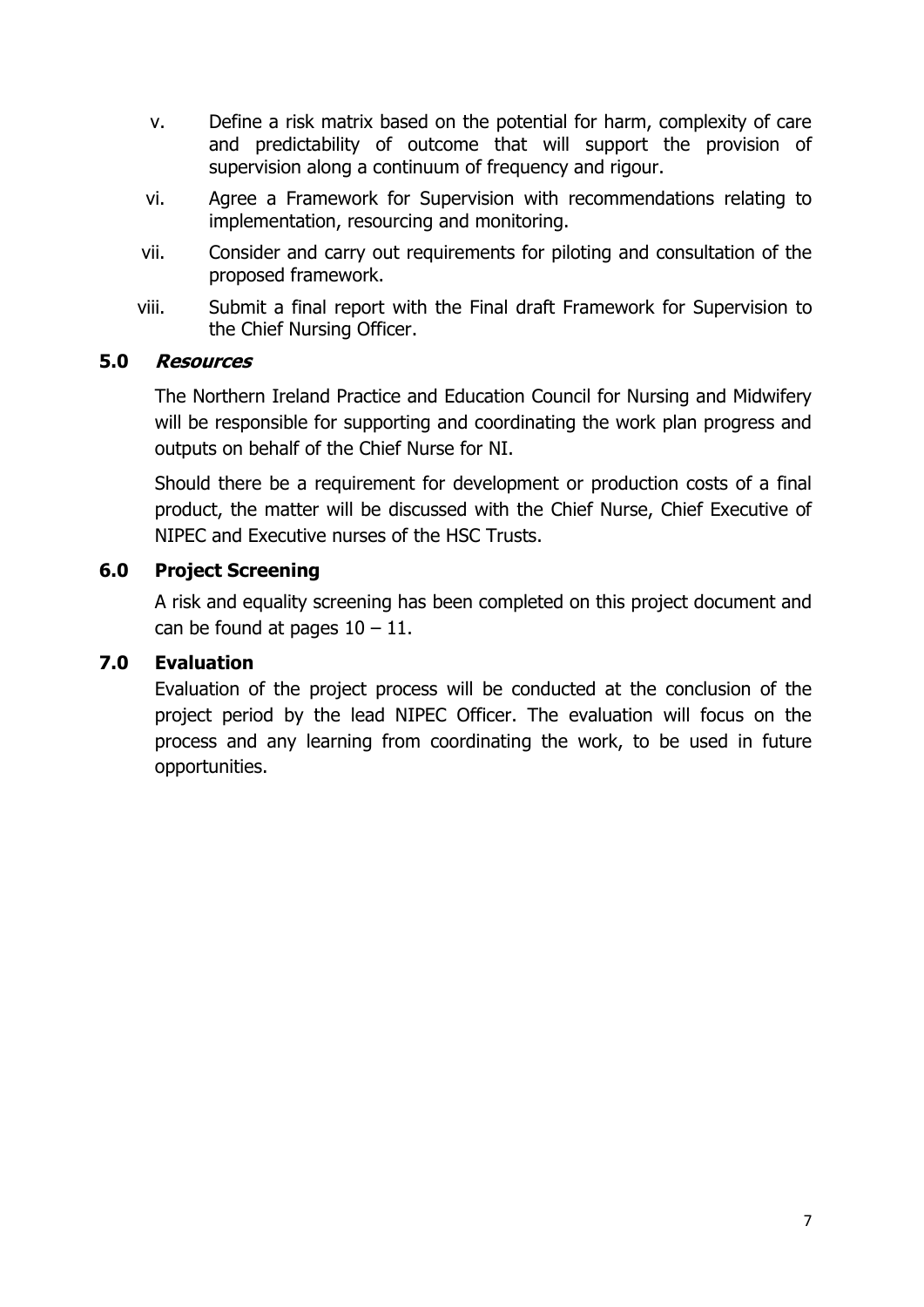v. Define a risk matrix based on the potential for harm, complexity of care and predictability of outcome that will support the provision of supervision along a continuum of frequency and rigour.

vi. Agree a Framework for Supervision with recommendations relating to implementation, resourcing and monitoring.

vii. Consider and carry out requirements for piloting and consultation of the proposed framework.

viii. Submit a final report with the Final draft Framework for Supervision to the Chief Nursing Officer.

## 5.0 ***Resources***

The Northern Ireland Practice and Education Council for Nursing and Midwifery will be responsible for supporting and coordinating the work plan progress and outputs on behalf of the Chief Nurse for NI.

Should there be a requirement for development or production costs of a final product, the matter will be discussed with the Chief Nurse, Chief Executive of NIPEC and Executive nurses of the HSC Trusts.

## 6.0 **Project Screening**

A risk and equality screening has been completed on this project document and can be found at pages 10 – 11.

## 7.0 **Evaluation**

Evaluation of the project process will be conducted at the conclusion of the project period by the lead NIPEC Officer. The evaluation will focus on the process and any learning from coordinating the work, to be used in future opportunities.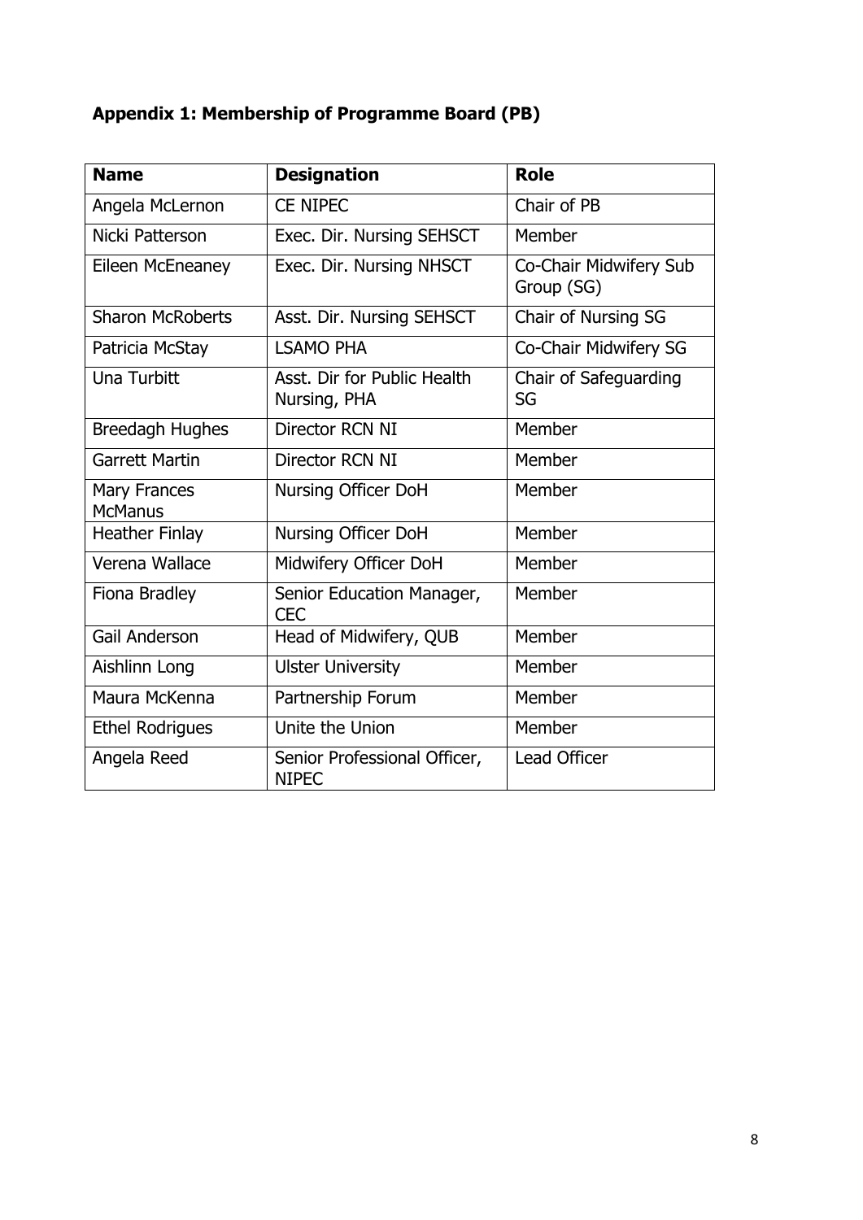**Appendix 1: Membership of Programme Board (PB)**

| Name | Designation | Role |
| --- | --- | --- |
| Angela McLernon | CE NIPEC | Chair of PB |
| Nicki Patterson | Exec. Dir. Nursing SEHSCT | Member |
| Eileen McEneaney | Exec. Dir. Nursing NHSCT | Co-Chair Midwifery Sub Group (SG) |
| Sharon McRoberts | Asst. Dir. Nursing SEHSCT | Chair of Nursing SG |
| Patricia McStay | LSAMO PHA | Co-Chair Midwifery SG |
| Una Turbitt | Asst. Dir for Public Health Nursing, PHA | Chair of Safeguarding SG |
| Breedagh Hughes | Director RCN NI | Member |
| Garrett Martin | Director RCN NI | Member |
| Mary Frances McManus | Nursing Officer DoH | Member |
| Heather Finlay | Nursing Officer DoH | Member |
| Verena Wallace | Midwifery Officer DoH | Member |
| Fiona Bradley | Senior Education Manager, CEC | Member |
| Gail Anderson | Head of Midwifery, QUB | Member |
| Aishlinn Long | Ulster University | Member |
| Maura McKenna | Partnership Forum | Member |
| Ethel Rodrigues | Unite the Union | Member |
| Angela Reed | Senior Professional Officer, NIPEC | Lead Officer |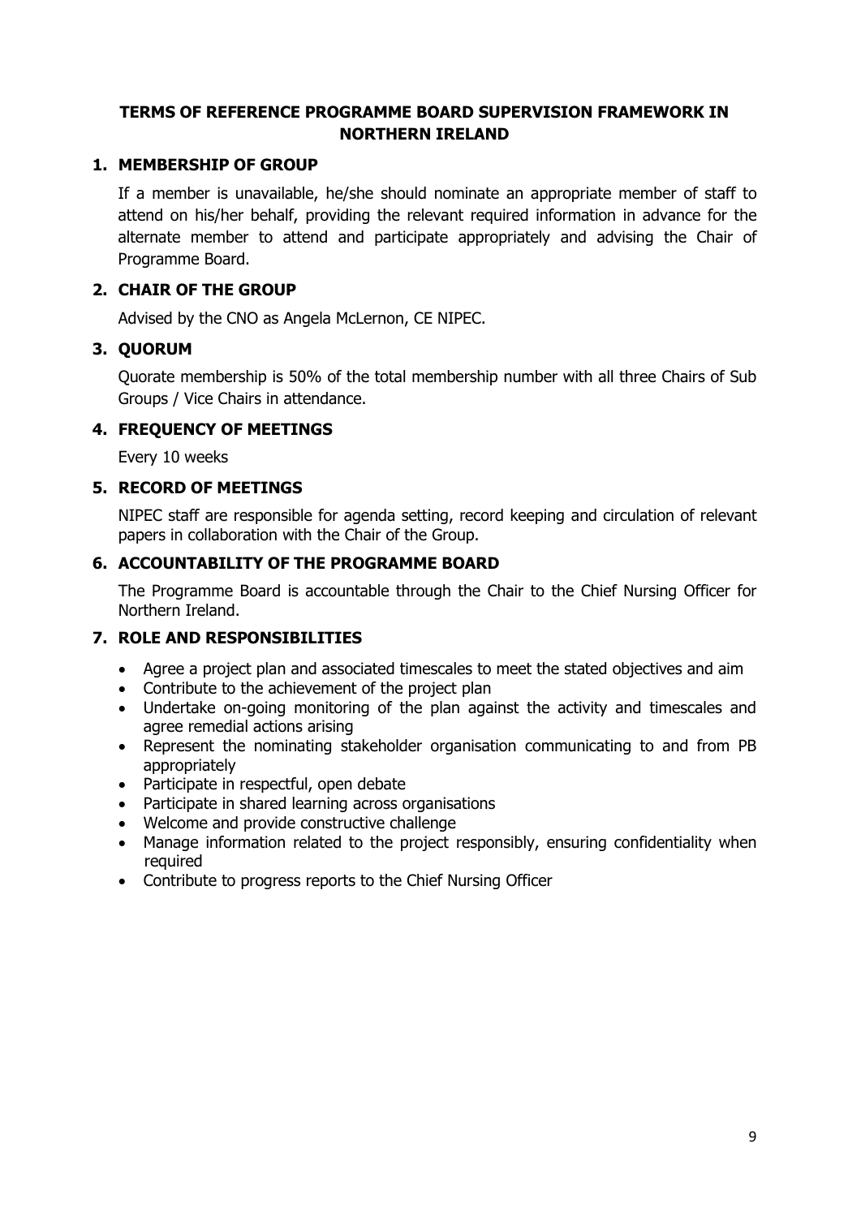# TERMS OF REFERENCE PROGRAMME BOARD SUPERVISION FRAMEWORK IN NORTHERN IRELAND

## 1. MEMBERSHIP OF GROUP

If a member is unavailable, he/she should nominate an appropriate member of staff to attend on his/her behalf, providing the relevant required information in advance for the alternate member to attend and participate appropriately and advising the Chair of Programme Board.

## 2. CHAIR OF THE GROUP

Advised by the CNO as Angela McLernon, CE NIPEC.

## 3. QUORUM

Quorate membership is 50% of the total membership number with all three Chairs of Sub Groups / Vice Chairs in attendance.

## 4. FREQUENCY OF MEETINGS

Every 10 weeks

## 5. RECORD OF MEETINGS

NIPEC staff are responsible for agenda setting, record keeping and circulation of relevant papers in collaboration with the Chair of the Group.

## 6. ACCOUNTABILITY OF THE PROGRAMME BOARD

The Programme Board is accountable through the Chair to the Chief Nursing Officer for Northern Ireland.

## 7. ROLE AND RESPONSIBILITIES

- Agree a project plan and associated timescales to meet the stated objectives and aim
- Contribute to the achievement of the project plan
- Undertake on-going monitoring of the plan against the activity and timescales and agree remedial actions arising
- Represent the nominating stakeholder organisation communicating to and from PB appropriately
- Participate in respectful, open debate
- Participate in shared learning across organisations
- Welcome and provide constructive challenge
- Manage information related to the project responsibly, ensuring confidentiality when required
- Contribute to progress reports to the Chief Nursing Officer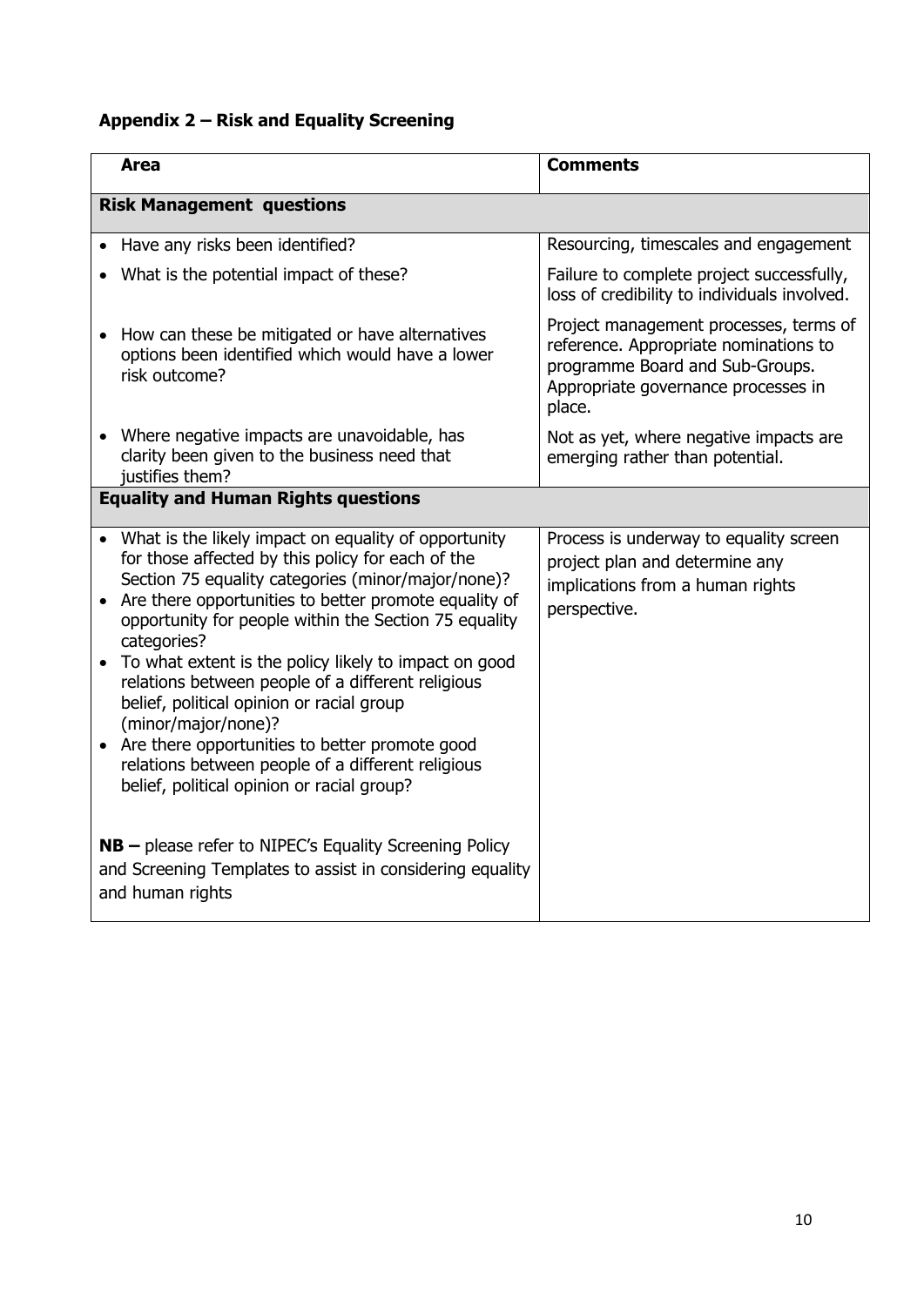## Appendix 2 – Risk and Equality Screening

| Area | Comments |
|---|---|
| **Risk Management questions** | |
| • Have any risks been identified? | Resourcing, timescales and engagement |
| • What is the potential impact of these? | Failure to complete project successfully, loss of credibility to individuals involved. |
| • How can these be mitigated or have alternatives options been identified which would have a lower risk outcome? | Project management processes, terms of reference. Appropriate nominations to programme Board and Sub-Groups. Appropriate governance processes in place. |
| • Where negative impacts are unavoidable, has clarity been given to the business need that justifies them? | Not as yet, where negative impacts are emerging rather than potential. |
| **Equality and Human Rights questions** | |
| • What is the likely impact on equality of opportunity for those affected by this policy for each of the Section 75 equality categories (minor/major/none)?<br>• Are there opportunities to better promote equality of opportunity for people within the Section 75 equality categories?<br>• To what extent is the policy likely to impact on good relations between people of a different religious belief, political opinion or racial group (minor/major/none)?<br>• Are there opportunities to better promote good relations between people of a different religious belief, political opinion or racial group?<br><br>**NB –** please refer to NIPEC's Equality Screening Policy and Screening Templates to assist in considering equality and human rights | Process is underway to equality screen project plan and determine any implications from a human rights perspective. |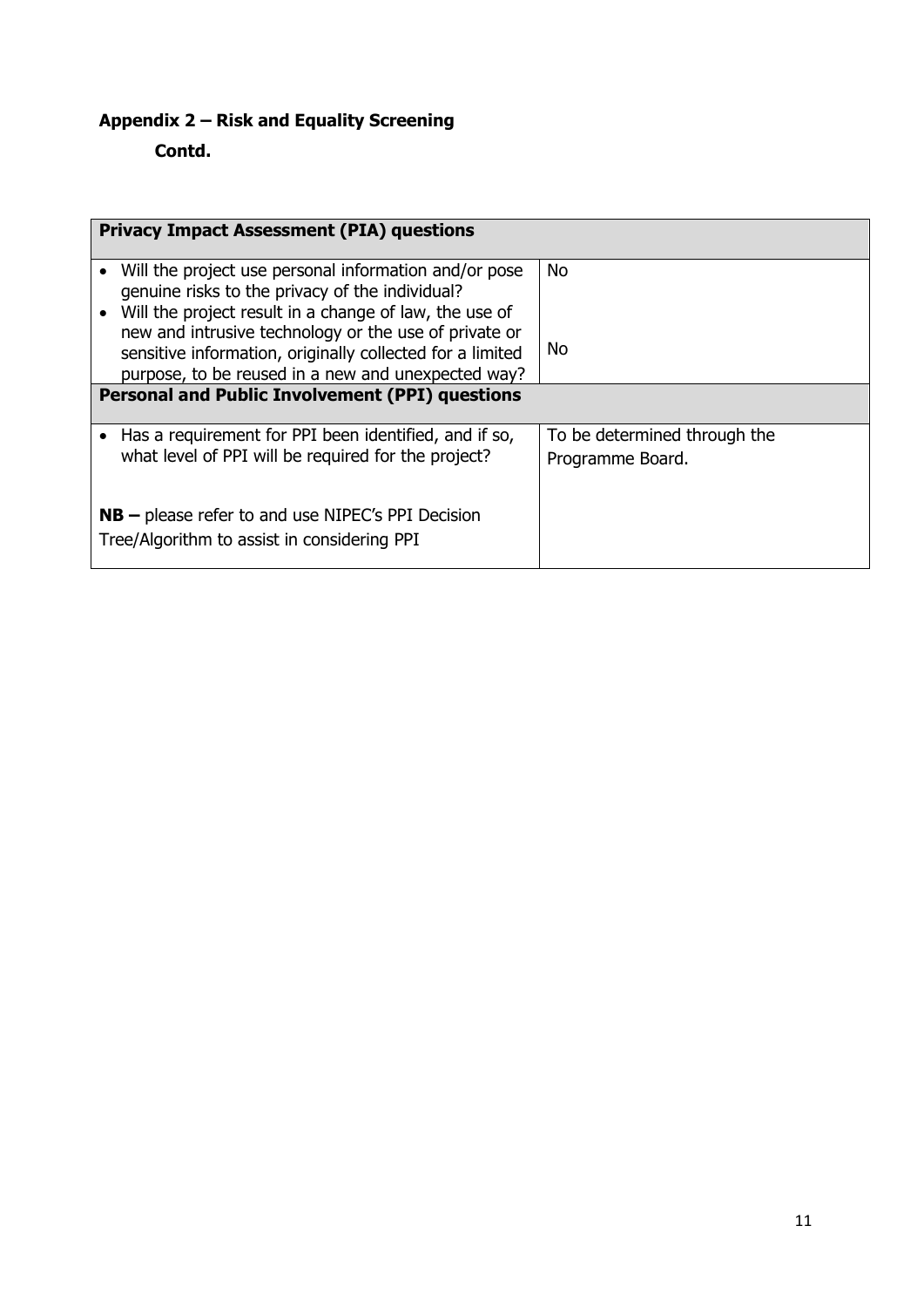**Appendix 2 – Risk and Equality Screening**

**Contd.**

| **Privacy Impact Assessment (PIA) questions** | |
|---|---|
| • Will the project use personal information and/or pose genuine risks to the privacy of the individual?<br>• Will the project result in a change of law, the use of new and intrusive technology or the use of private or sensitive information, originally collected for a limited purpose, to be reused in a new and unexpected way? | No<br><br>No |
| **Personal and Public Involvement (PPI) questions** | |
| • Has a requirement for PPI been identified, and if so, what level of PPI will be required for the project?<br><br>**NB –** please refer to and use NIPEC's PPI Decision Tree/Algorithm to assist in considering PPI | To be determined through the Programme Board. |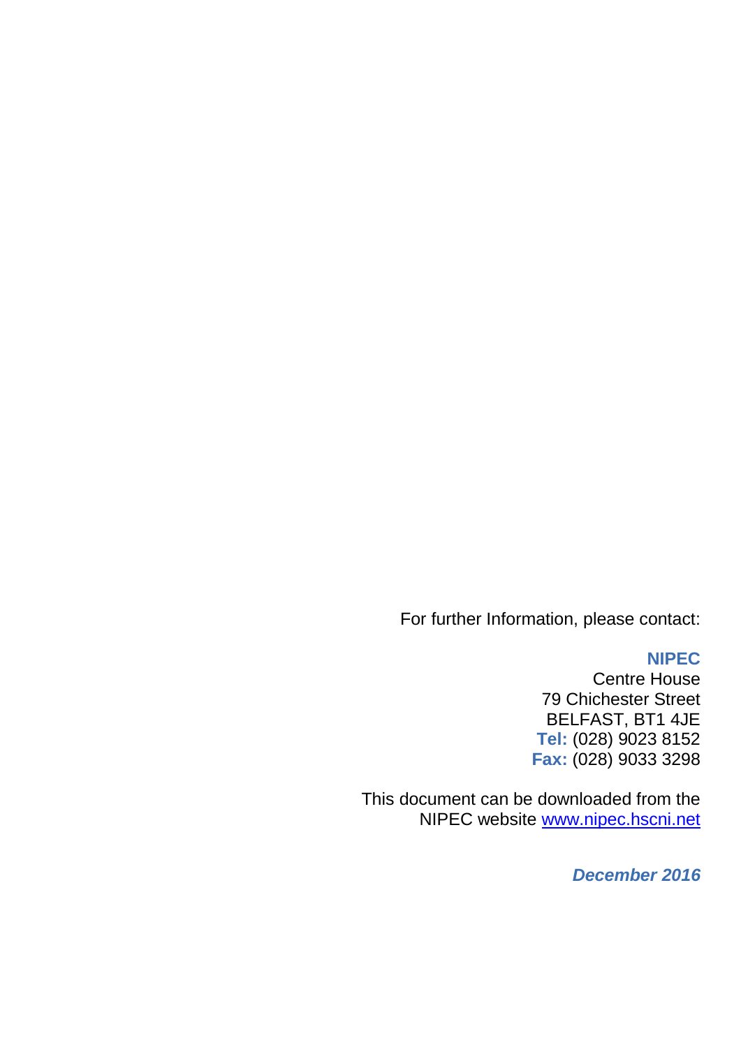For further Information, please contact:

**NIPEC**
Centre House
79 Chichester Street
BELFAST, BT1 4JE
**Tel:** (028) 9023 8152
**Fax:** (028) 9033 3298

This document can be downloaded from the NIPEC website [www.nipec.hscni.net](http://www.nipec.hscni.net)

***December 2016***